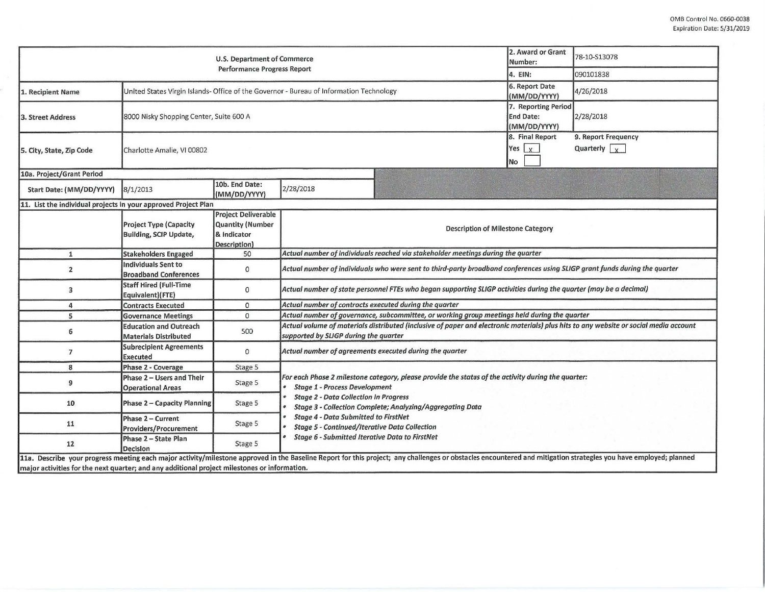OMB Control No. 0660-0038
Expiration Date: 5/31/2019

| U.S. Department of Commerce Performance Progress Report | | | | 2. Award or Grant Number: | 78-10-S13078 |
|---|---|---|---|---|---|
| | | | | 4. EIN: | 090101838 |
| 1. Recipient Name | United States Virgin Islands- Office of the Governor - Bureau of Information Technology | | | 6. Report Date (MM/DD/YYYY) | 4/26/2018 |
| 3. Street Address | 8000 Nisky Shopping Center, Suite 600 A | | | 7. Reporting Period End Date: (MM/DD/YYYY) | 2/28/2018 |
| 5. City, State, Zip Code | Charlotte Amalie, VI 00802 | | | 8. Final Report Yes [x] No [ ] | 9. Report Frequency Quarterly [x] |
| 10a. Project/Grant Period | | | | | |
| Start Date: (MM/DD/YYYY) | 8/1/2013 | 10b. End Date: (MM/DD/YYYY) | 2/28/2018 | | |

**11. List the individual projects in your approved Project Plan**

| | Project Type (Capacity Building, SCIP Update, | Project Deliverable Quantity (Number & Indicator Description) | Description of Milestone Category |
|---|---|---|---|
| 1 | Stakeholders Engaged | 50 | *Actual number of individuals reached via stakeholder meetings during the quarter* |
| 2 | Individuals Sent to Broadband Conferences | 0 | *Actual number of individuals who were sent to third-party broadband conferences using SLIGP grant funds during the quarter* |
| 3 | Staff Hired (Full-Time Equivalent)(FTE) | 0 | *Actual number of state personnel FTEs who began supporting SLIGP activities during the quarter (may be a decimal)* |
| 4 | Contracts Executed | 0 | *Actual number of contracts executed during the quarter* |
| 5 | Governance Meetings | 0 | *Actual number of governance, subcommittee, or working group meetings held during the quarter* |
| 6 | Education and Outreach Materials Distributed | 500 | *Actual volume of materials distributed (inclusive of paper and electronic materials) plus hits to any website or social media account supported by SLIGP during the quarter* |
| 7 | Subrecipient Agreements Executed | 0 | *Actual number of agreements executed during the quarter* |
| 8 | Phase 2 - Coverage | Stage 5 | *For each Phase 2 milestone category, please provide the status of the activity during the quarter:* <br>• *Stage 1 - Process Development* <br>• *Stage 2 - Data Collection in Progress* <br>• *Stage 3 - Collection Complete; Analyzing/Aggregating Data* <br>• *Stage 4 - Data Submitted to FirstNet* <br>• *Stage 5 - Continued/Iterative Data Collection* <br>• *Stage 6 - Submitted Iterative Data to FirstNet* |
| 9 | Phase 2 – Users and Their Operational Areas | Stage 5 | |
| 10 | Phase 2 – Capacity Planning | Stage 5 | |
| 11 | Phase 2 – Current Providers/Procurement | Stage 5 | |
| 12 | Phase 2 – State Plan Decision | Stage 5 | |

**11a.** Describe your progress meeting each major activity/milestone approved in the Baseline Report for this project; any challenges or obstacles encountered and mitigation strategies you have employed; planned major activities for the next quarter; and any additional project milestones or information.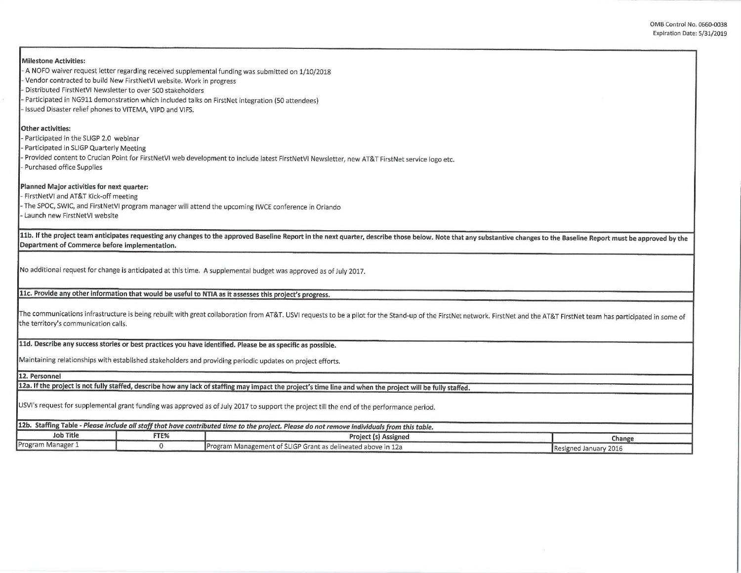**Milestone Activities:**

- A NOFO waiver request letter regarding received supplemental funding was submitted on 1/10/2018
- Vendor contracted to build New FirstNetVI website. Work in progress
- Distributed FirstNetVI Newsletter to over 500 stakeholders
- Participated in NG911 demonstration which included talks on FirstNet integration (50 attendees)
- Issued Disaster relief phones to VITEMA, VIPD and VIFS.

**Other activities:**

- Participated in the SLIGP 2.0 webinar
- Participated in SLIGP Quarterly Meeting
- Provided content to Crucian Point for FirstNetVI web development to include latest FirstNetVI Newsletter, new AT&T FirstNet service logo etc.
- Purchased office Supplies

**Planned Major activities for next quarter:**

- FirstNetVI and AT&T Kick-off meeting
- The SPOC, SWIC, and FirstNetVI program manager will attend the upcoming IWCE conference in Orlando
- Launch new FirstNetVI website

**11b. If the project team anticipates requesting any changes to the approved Baseline Report in the next quarter, describe those below. Note that any substantive changes to the Baseline Report must be approved by the Department of Commerce before implementation.**

No additional request for change is anticipated at this time. A supplemental budget was approved as of July 2017.

**11c. Provide any other information that would be useful to NTIA as it assesses this project's progress.**

The communications infrastructure is being rebuilt with great collaboration from AT&T. USVI requests to be a pilot for the Stand-up of the FirstNet network. FirstNet and the AT&T FirstNet team has participated in some of the territory's communication calls.

**11d. Describe any success stories or best practices you have identified. Please be as specific as possible.**

Maintaining relationships with established stakeholders and providing periodic updates on project efforts.

**12. Personnel**

**12a. If the project is not fully staffed, describe how any lack of staffing may impact the project's time line and when the project will be fully staffed.**

USVI's request for supplemental grant funding was approved as of July 2017 to support the project till the end of the performance period.

**12b. Staffing Table -** ***Please include all staff that have contributed time to the project. Please do not remove individuals from this table.***

| Job Title | FTE% | Project (s) Assigned | Change |
|---|---|---|---|
| Program Manager 1 | 0 | Program Management of SLIGP Grant as delineated above in 12a | Resigned January 2016 |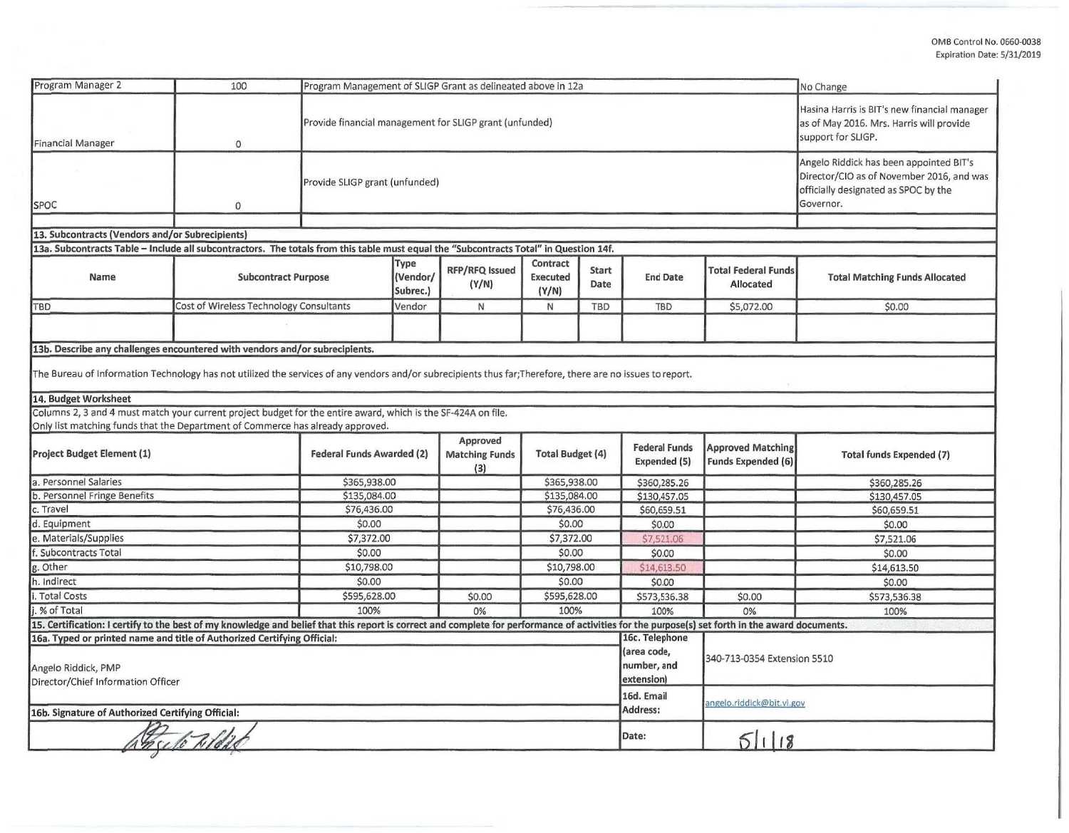| | | | |
|---|---|---|---|
| Program Manager 2 | 100 | Program Management of SLIGP Grant as delineated above in 12a | No Change |
| Financial Manager | 0 | Provide financial management for SLIGP grant (unfunded) | Hasina Harris is BIT's new financial manager as of May 2016. Mrs. Harris will provide support for SLIGP. |
| SPOC | 0 | Provide SLIGP grant (unfunded) | Angelo Riddick has been appointed BIT's Director/CIO as of November 2016, and was officially designated as SPOC by the Governor. |
| | | | |

**13. Subcontracts (Vendors and/or Subrecipients)**

**13a. Subcontracts Table – Include all subcontractors. The totals from this table must equal the "Subcontracts Total" in Question 14f.**

| Name | Subcontract Purpose | Type (Vendor/ Subrec.) | RFP/RFQ Issued (Y/N) | Contract Executed (Y/N) | Start Date | End Date | Total Federal Funds Allocated | Total Matching Funds Allocated |
|---|---|---|---|---|---|---|---|---|
| TBD | Cost of Wireless Technology Consultants | Vendor | N | N | TBD | TBD | $5,072.00 | $0.00 |
| | | | | | | | | |

**13b. Describe any challenges encountered with vendors and/or subrecipients.**

The Bureau of Information Technology has not utilized the services of any vendors and/or subrecipients thus far;Therefore, there are no issues to report.

**14. Budget Worksheet**

Columns 2, 3 and 4 must match your current project budget for the entire award, which is the SF-424A on file.
Only list matching funds that the Department of Commerce has already approved.

| Project Budget Element (1) | Federal Funds Awarded (2) | Approved Matching Funds (3) | Total Budget (4) | Federal Funds Expended (5) | Approved Matching Funds Expended (6) | Total funds Expended (7) |
|---|---|---|---|---|---|---|
| a. Personnel Salaries | $365,938.00 | | $365,938.00 | $360,285.26 | | $360,285.26 |
| b. Personnel Fringe Benefits | $135,084.00 | | $135,084.00 | $130,457.05 | | $130,457.05 |
| c. Travel | $76,436.00 | | $76,436.00 | $60,659.51 | | $60,659.51 |
| d. Equipment | $0.00 | | $0.00 | $0.00 | | $0.00 |
| e. Materials/Supplies | $7,372.00 | | $7,372.00 | $7,521.06 | | $7,521.06 |
| f. Subcontracts Total | $0.00 | | $0.00 | $0.00 | | $0.00 |
| g. Other | $10,798.00 | | $10,798.00 | $14,613.50 | | $14,613.50 |
| h. Indirect | $0.00 | | $0.00 | $0.00 | | $0.00 |
| i. Total Costs | $595,628.00 | $0.00 | $595,628.00 | $573,536.38 | $0.00 | $573,536.38 |
| j. % of Total | 100% | 0% | 100% | 100% | 0% | 100% |

**15. Certification: I certify to the best of my knowledge and belief that this report is correct and complete for performance of activities for the purpose(s) set forth in the award documents.**

| | | |
|---|---|---|
| **16a. Typed or printed name and title of Authorized Certifying Official:** Angelo Riddick, PMP Director/Chief Information Officer | **16c. Telephone (area code, number, and extension)** | 340-713-0354 Extension 5510 |
| **16b. Signature of Authorized Certifying Official:** | **16d. Email Address:** | angelo.riddick@bit.vi.gov |
| Angelo Riddick | Date: | 5/1/18 |